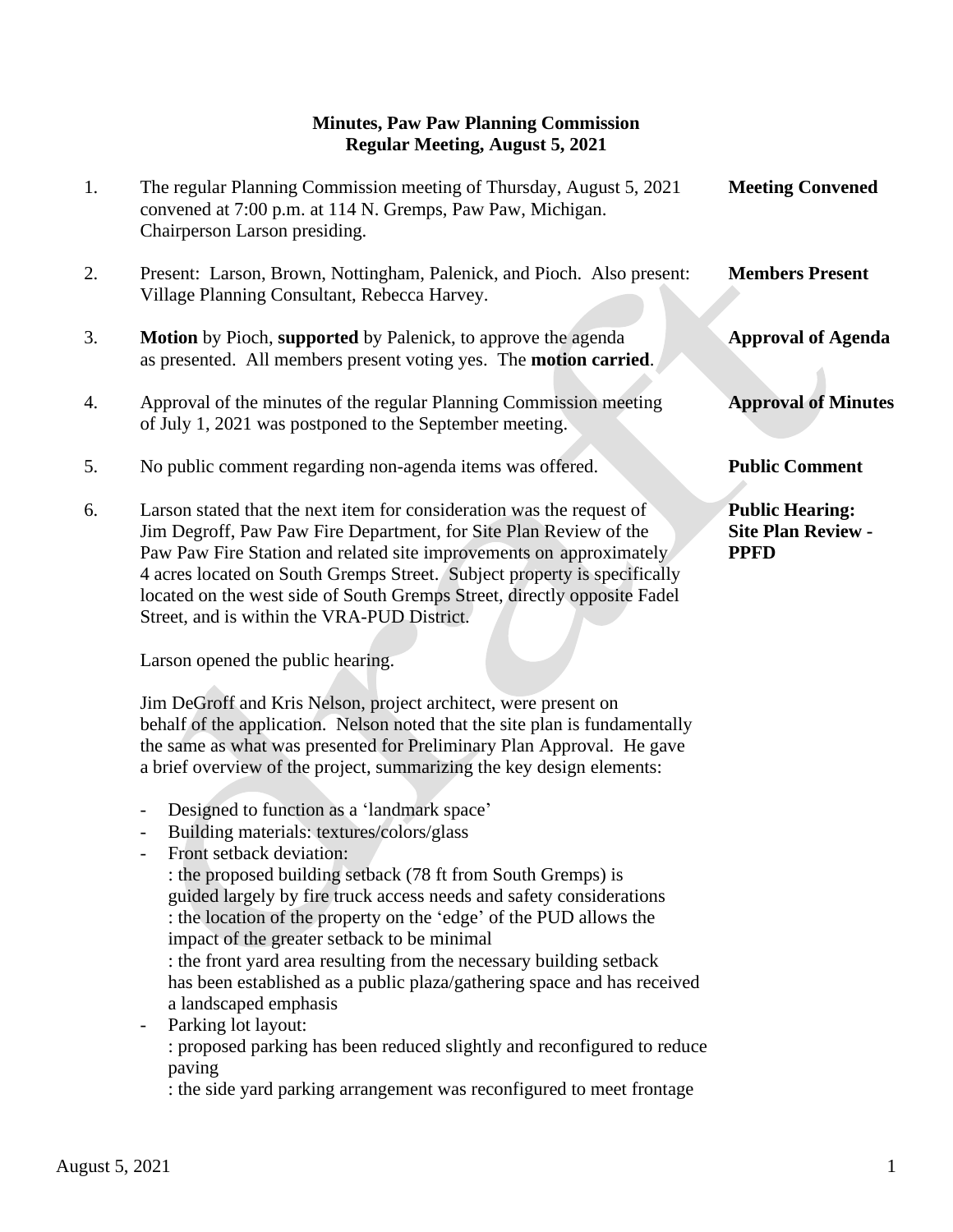**Minutes, Paw Paw Planning Commission**
**Regular Meeting, August 5, 2021**

1. The regular Planning Commission meeting of Thursday, August 5, 2021 convened at 7:00 p.m. at 114 N. Gremps, Paw Paw, Michigan. Chairperson Larson presiding. — **Meeting Convened**

2. Present: Larson, Brown, Nottingham, Palenick, and Pioch. Also present: Village Planning Consultant, Rebecca Harvey. — **Members Present**

3. **Motion** by Pioch, **supported** by Palenick, to approve the agenda as presented. All members present voting yes. The **motion carried**. — **Approval of Agenda**

4. Approval of the minutes of the regular Planning Commission meeting of July 1, 2021 was postponed to the September meeting. — **Approval of Minutes**

5. No public comment regarding non-agenda items was offered. — **Public Comment**

6. Larson stated that the next item for consideration was the request of Jim Degroff, Paw Paw Fire Department, for Site Plan Review of the Paw Paw Fire Station and related site improvements on approximately 4 acres located on South Gremps Street. Subject property is specifically located on the west side of South Gremps Street, directly opposite Fadel Street, and is within the VRA-PUD District. — **Public Hearing: Site Plan Review - PPFD**

   Larson opened the public hearing.

   Jim DeGroff and Kris Nelson, project architect, were present on behalf of the application. Nelson noted that the site plan is fundamentally the same as what was presented for Preliminary Plan Approval. He gave a brief overview of the project, summarizing the key design elements:

   - Designed to function as a 'landmark space'
   - Building materials: textures/colors/glass
   - Front setback deviation:
     : the proposed building setback (78 ft from South Gremps) is guided largely by fire truck access needs and safety considerations
     : the location of the property on the 'edge' of the PUD allows the impact of the greater setback to be minimal
     : the front yard area resulting from the necessary building setback has been established as a public plaza/gathering space and has received a landscaped emphasis
   - Parking lot layout:
     : proposed parking has been reduced slightly and reconfigured to reduce paving
     : the side yard parking arrangement was reconfigured to meet frontage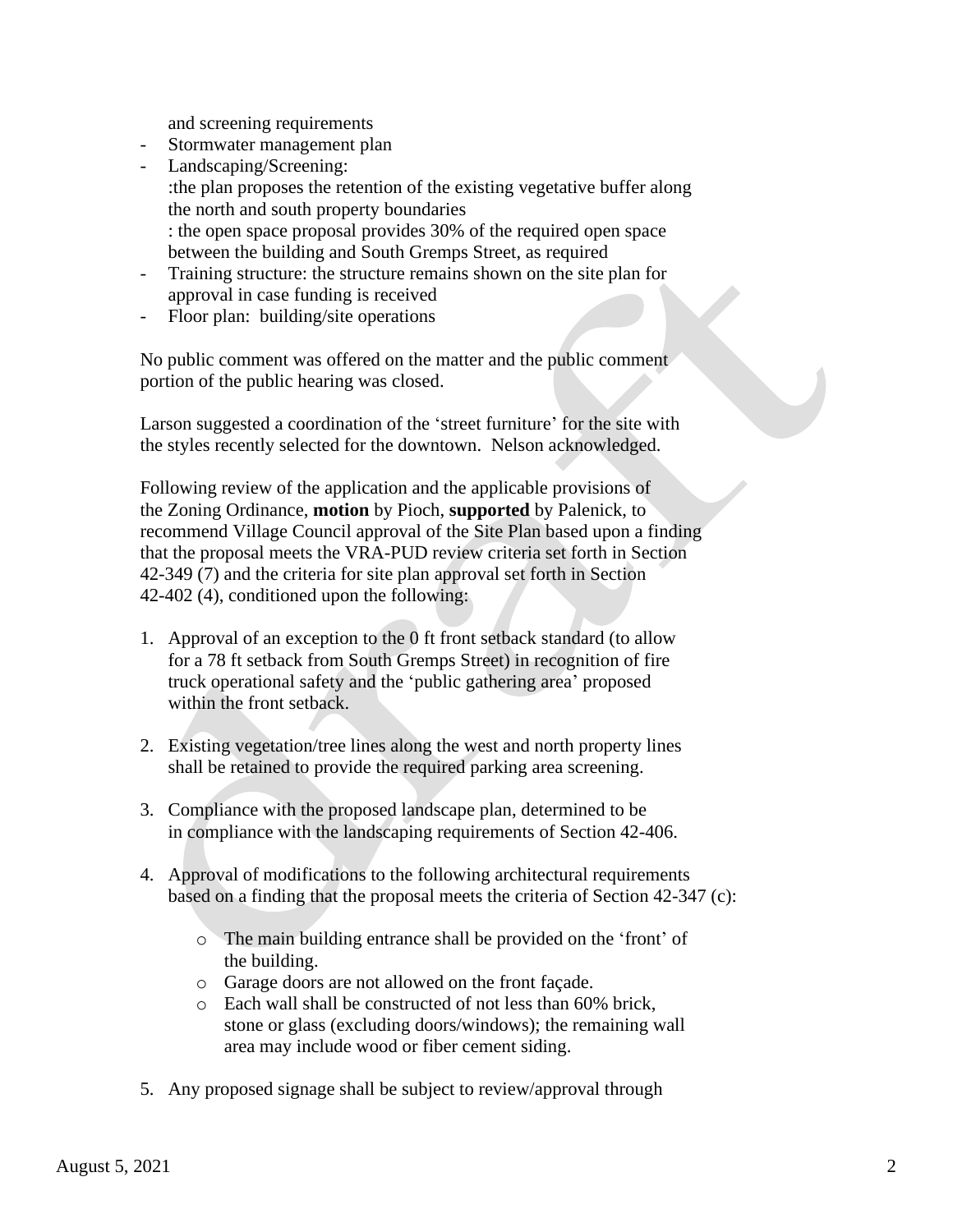and screening requirements

- Stormwater management plan
- Landscaping/Screening:
  :the plan proposes the retention of the existing vegetative buffer along the north and south property boundaries
  : the open space proposal provides 30% of the required open space between the building and South Gremps Street, as required
- Training structure: the structure remains shown on the site plan for approval in case funding is received
- Floor plan: building/site operations

No public comment was offered on the matter and the public comment portion of the public hearing was closed.

Larson suggested a coordination of the 'street furniture' for the site with the styles recently selected for the downtown. Nelson acknowledged.

Following review of the application and the applicable provisions of the Zoning Ordinance, **motion** by Pioch, **supported** by Palenick, to recommend Village Council approval of the Site Plan based upon a finding that the proposal meets the VRA-PUD review criteria set forth in Section 42-349 (7) and the criteria for site plan approval set forth in Section 42-402 (4), conditioned upon the following:

1. Approval of an exception to the 0 ft front setback standard (to allow for a 78 ft setback from South Gremps Street) in recognition of fire truck operational safety and the 'public gathering area' proposed within the front setback.

2. Existing vegetation/tree lines along the west and north property lines shall be retained to provide the required parking area screening.

3. Compliance with the proposed landscape plan, determined to be in compliance with the landscaping requirements of Section 42-406.

4. Approval of modifications to the following architectural requirements based on a finding that the proposal meets the criteria of Section 42-347 (c):

   - The main building entrance shall be provided on the 'front' of the building.
   - Garage doors are not allowed on the front façade.
   - Each wall shall be constructed of not less than 60% brick, stone or glass (excluding doors/windows); the remaining wall area may include wood or fiber cement siding.

5. Any proposed signage shall be subject to review/approval through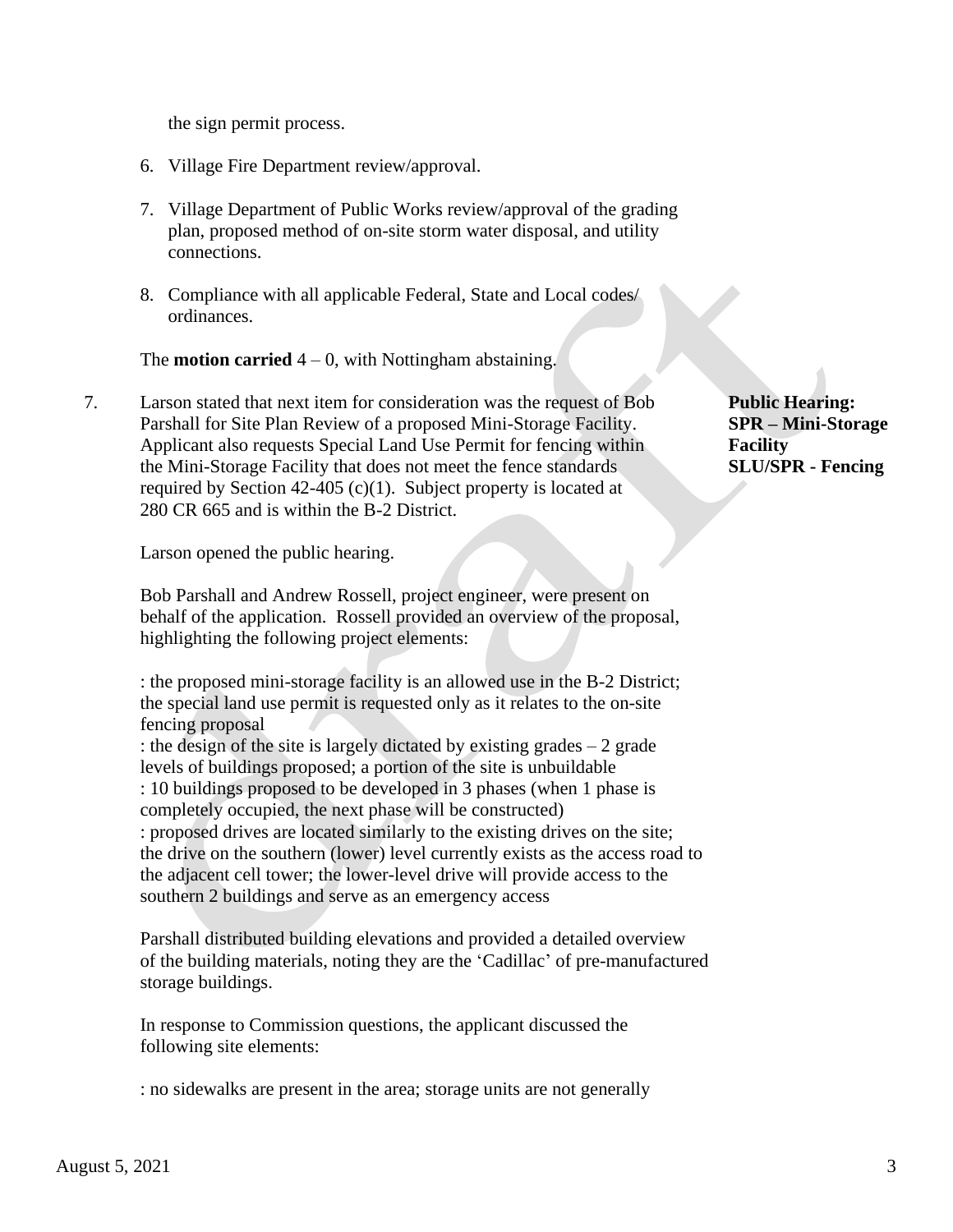the sign permit process.

6. Village Fire Department review/approval.

7. Village Department of Public Works review/approval of the grading plan, proposed method of on-site storm water disposal, and utility connections.

8. Compliance with all applicable Federal, State and Local codes/ ordinances.

The **motion carried** 4 – 0, with Nottingham abstaining.

**Public Hearing: SPR – Mini-Storage Facility SLU/SPR - Fencing**

7. Larson stated that next item for consideration was the request of Bob Parshall for Site Plan Review of a proposed Mini-Storage Facility. Applicant also requests Special Land Use Permit for fencing within the Mini-Storage Facility that does not meet the fence standards required by Section 42-405 (c)(1). Subject property is located at 280 CR 665 and is within the B-2 District.

Larson opened the public hearing.

Bob Parshall and Andrew Rossell, project engineer, were present on behalf of the application. Rossell provided an overview of the proposal, highlighting the following project elements:

: the proposed mini-storage facility is an allowed use in the B-2 District; the special land use permit is requested only as it relates to the on-site fencing proposal
: the design of the site is largely dictated by existing grades – 2 grade levels of buildings proposed; a portion of the site is unbuildable
: 10 buildings proposed to be developed in 3 phases (when 1 phase is completely occupied, the next phase will be constructed)
: proposed drives are located similarly to the existing drives on the site; the drive on the southern (lower) level currently exists as the access road to the adjacent cell tower; the lower-level drive will provide access to the southern 2 buildings and serve as an emergency access

Parshall distributed building elevations and provided a detailed overview of the building materials, noting they are the 'Cadillac' of pre-manufactured storage buildings.

In response to Commission questions, the applicant discussed the following site elements:

: no sidewalks are present in the area; storage units are not generally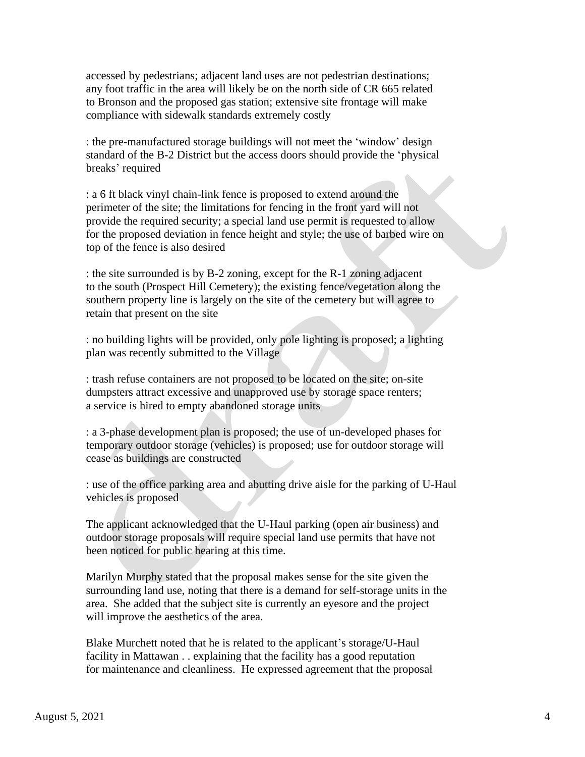accessed by pedestrians; adjacent land uses are not pedestrian destinations; any foot traffic in the area will likely be on the north side of CR 665 related to Bronson and the proposed gas station; extensive site frontage will make compliance with sidewalk standards extremely costly

: the pre-manufactured storage buildings will not meet the 'window' design standard of the B-2 District but the access doors should provide the 'physical breaks' required

: a 6 ft black vinyl chain-link fence is proposed to extend around the perimeter of the site; the limitations for fencing in the front yard will not provide the required security; a special land use permit is requested to allow for the proposed deviation in fence height and style; the use of barbed wire on top of the fence is also desired

: the site surrounded is by B-2 zoning, except for the R-1 zoning adjacent to the south (Prospect Hill Cemetery); the existing fence/vegetation along the southern property line is largely on the site of the cemetery but will agree to retain that present on the site

: no building lights will be provided, only pole lighting is proposed; a lighting plan was recently submitted to the Village

: trash refuse containers are not proposed to be located on the site; on-site dumpsters attract excessive and unapproved use by storage space renters; a service is hired to empty abandoned storage units

: a 3-phase development plan is proposed; the use of un-developed phases for temporary outdoor storage (vehicles) is proposed; use for outdoor storage will cease as buildings are constructed

: use of the office parking area and abutting drive aisle for the parking of U-Haul vehicles is proposed

The applicant acknowledged that the U-Haul parking (open air business) and outdoor storage proposals will require special land use permits that have not been noticed for public hearing at this time.

Marilyn Murphy stated that the proposal makes sense for the site given the surrounding land use, noting that there is a demand for self-storage units in the area. She added that the subject site is currently an eyesore and the project will improve the aesthetics of the area.

Blake Murchett noted that he is related to the applicant's storage/U-Haul facility in Mattawan . . explaining that the facility has a good reputation for maintenance and cleanliness. He expressed agreement that the proposal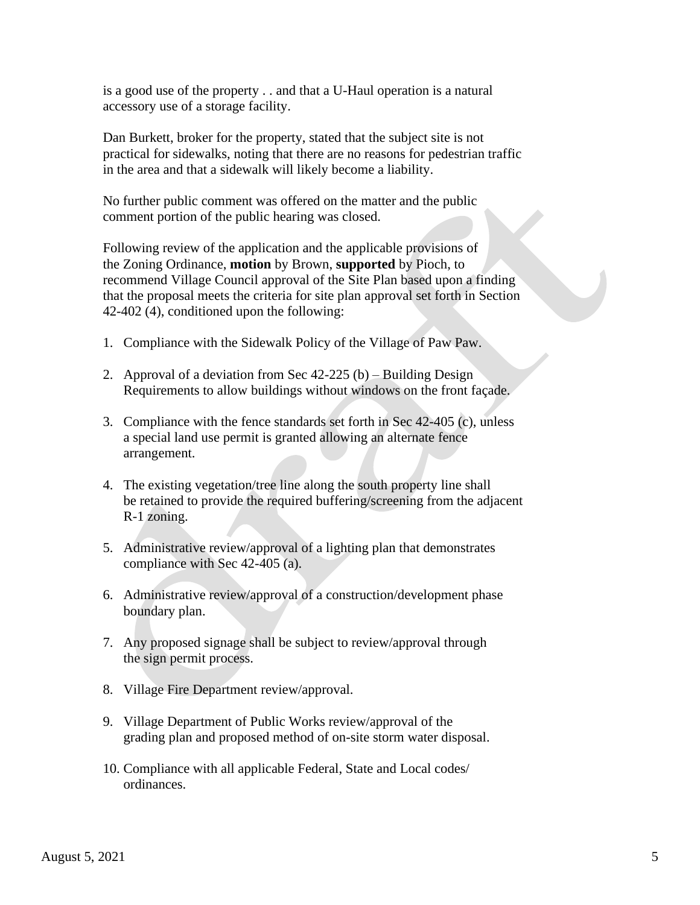is a good use of the property . . and that a U-Haul operation is a natural accessory use of a storage facility.

Dan Burkett, broker for the property, stated that the subject site is not practical for sidewalks, noting that there are no reasons for pedestrian traffic in the area and that a sidewalk will likely become a liability.

No further public comment was offered on the matter and the public comment portion of the public hearing was closed.

Following review of the application and the applicable provisions of the Zoning Ordinance, **motion** by Brown, **supported** by Pioch, to recommend Village Council approval of the Site Plan based upon a finding that the proposal meets the criteria for site plan approval set forth in Section 42-402 (4), conditioned upon the following:

1. Compliance with the Sidewalk Policy of the Village of Paw Paw.

2. Approval of a deviation from Sec 42-225 (b) – Building Design Requirements to allow buildings without windows on the front façade.

3. Compliance with the fence standards set forth in Sec 42-405 (c), unless a special land use permit is granted allowing an alternate fence arrangement.

4. The existing vegetation/tree line along the south property line shall be retained to provide the required buffering/screening from the adjacent R-1 zoning.

5. Administrative review/approval of a lighting plan that demonstrates compliance with Sec 42-405 (a).

6. Administrative review/approval of a construction/development phase boundary plan.

7. Any proposed signage shall be subject to review/approval through the sign permit process.

8. Village Fire Department review/approval.

9. Village Department of Public Works review/approval of the grading plan and proposed method of on-site storm water disposal.

10. Compliance with all applicable Federal, State and Local codes/ ordinances.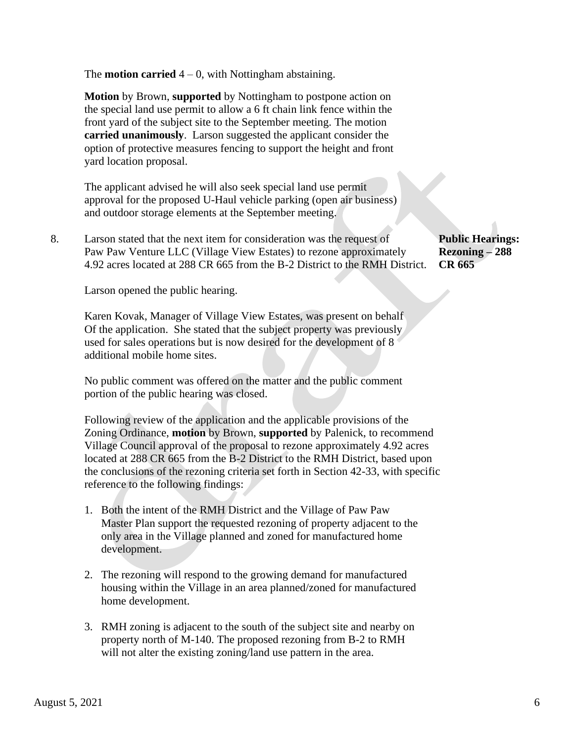The **motion carried** 4 – 0, with Nottingham abstaining.

**Motion** by Brown, **supported** by Nottingham to postpone action on the special land use permit to allow a 6 ft chain link fence within the front yard of the subject site to the September meeting. The motion **carried unanimously**. Larson suggested the applicant consider the option of protective measures fencing to support the height and front yard location proposal.

The applicant advised he will also seek special land use permit approval for the proposed U-Haul vehicle parking (open air business) and outdoor storage elements at the September meeting.

8. Larson stated that the next item for consideration was the request of Paw Paw Venture LLC (Village View Estates) to rezone approximately 4.92 acres located at 288 CR 665 from the B-2 District to the RMH District.

**Public Hearings: Rezoning – 288 CR 665**

Larson opened the public hearing.

Karen Kovak, Manager of Village View Estates, was present on behalf Of the application. She stated that the subject property was previously used for sales operations but is now desired for the development of 8 additional mobile home sites.

No public comment was offered on the matter and the public comment portion of the public hearing was closed.

Following review of the application and the applicable provisions of the Zoning Ordinance, **motion** by Brown, **supported** by Palenick, to recommend Village Council approval of the proposal to rezone approximately 4.92 acres located at 288 CR 665 from the B-2 District to the RMH District, based upon the conclusions of the rezoning criteria set forth in Section 42-33, with specific reference to the following findings:

1. Both the intent of the RMH District and the Village of Paw Paw Master Plan support the requested rezoning of property adjacent to the only area in the Village planned and zoned for manufactured home development.

2. The rezoning will respond to the growing demand for manufactured housing within the Village in an area planned/zoned for manufactured home development.

3. RMH zoning is adjacent to the south of the subject site and nearby on property north of M-140. The proposed rezoning from B-2 to RMH will not alter the existing zoning/land use pattern in the area.

August 5, 2021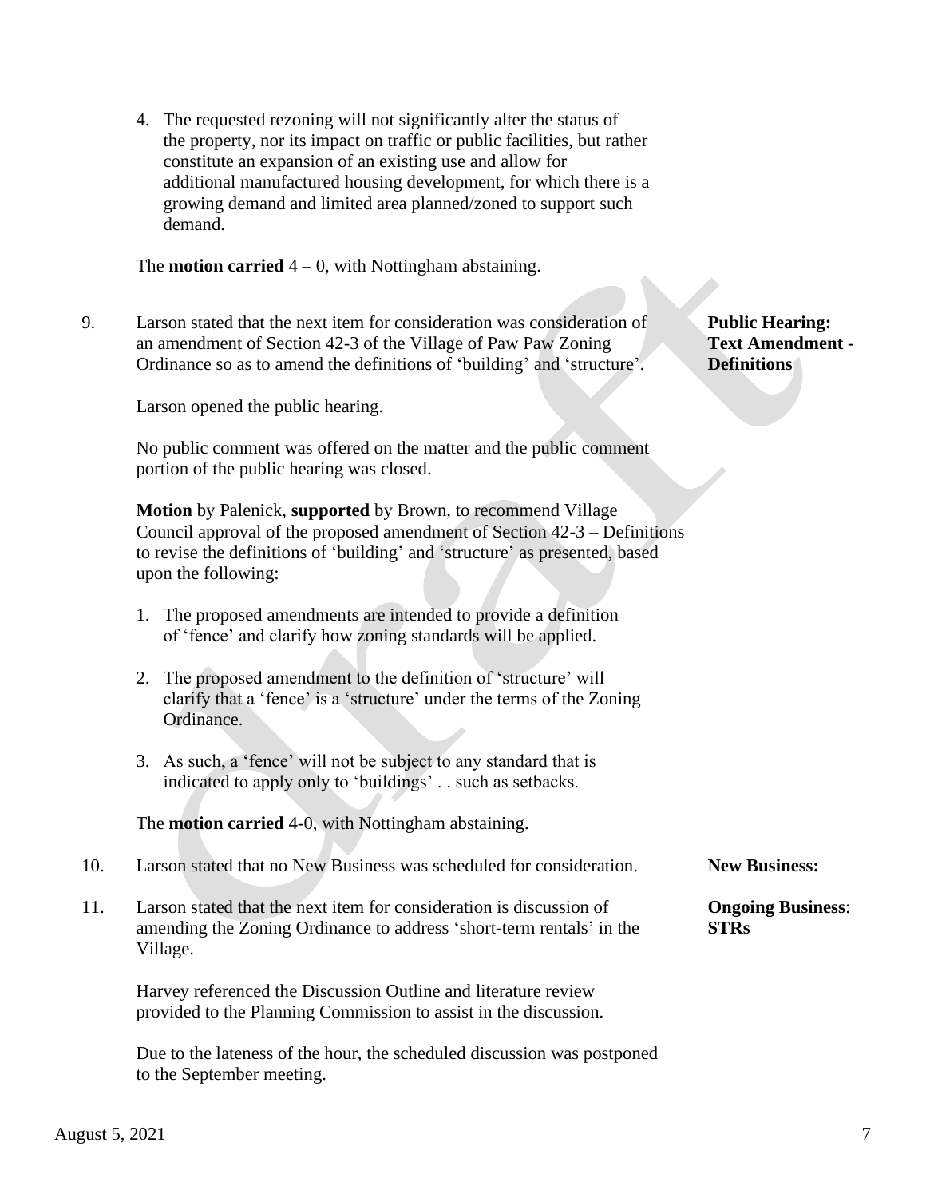4. The requested rezoning will not significantly alter the status of the property, nor its impact on traffic or public facilities, but rather constitute an expansion of an existing use and allow for additional manufactured housing development, for which there is a growing demand and limited area planned/zoned to support such demand.

The **motion carried** 4 – 0, with Nottingham abstaining.

9. Larson stated that the next item for consideration was consideration of an amendment of Section 42-3 of the Village of Paw Paw Zoning Ordinance so as to amend the definitions of 'building' and 'structure'.

**Public Hearing: Text Amendment - Definitions**

Larson opened the public hearing.

No public comment was offered on the matter and the public comment portion of the public hearing was closed.

**Motion** by Palenick, **supported** by Brown, to recommend Village Council approval of the proposed amendment of Section 42-3 – Definitions to revise the definitions of 'building' and 'structure' as presented, based upon the following:

1. The proposed amendments are intended to provide a definition of 'fence' and clarify how zoning standards will be applied.

2. The proposed amendment to the definition of 'structure' will clarify that a 'fence' is a 'structure' under the terms of the Zoning Ordinance.

3. As such, a 'fence' will not be subject to any standard that is indicated to apply only to 'buildings' . . such as setbacks.

The **motion carried** 4-0, with Nottingham abstaining.

10. Larson stated that no New Business was scheduled for consideration.

**New Business:**

11. Larson stated that the next item for consideration is discussion of amending the Zoning Ordinance to address 'short-term rentals' in the Village.

**Ongoing Business: STRs**

Harvey referenced the Discussion Outline and literature review provided to the Planning Commission to assist in the discussion.

Due to the lateness of the hour, the scheduled discussion was postponed to the September meeting.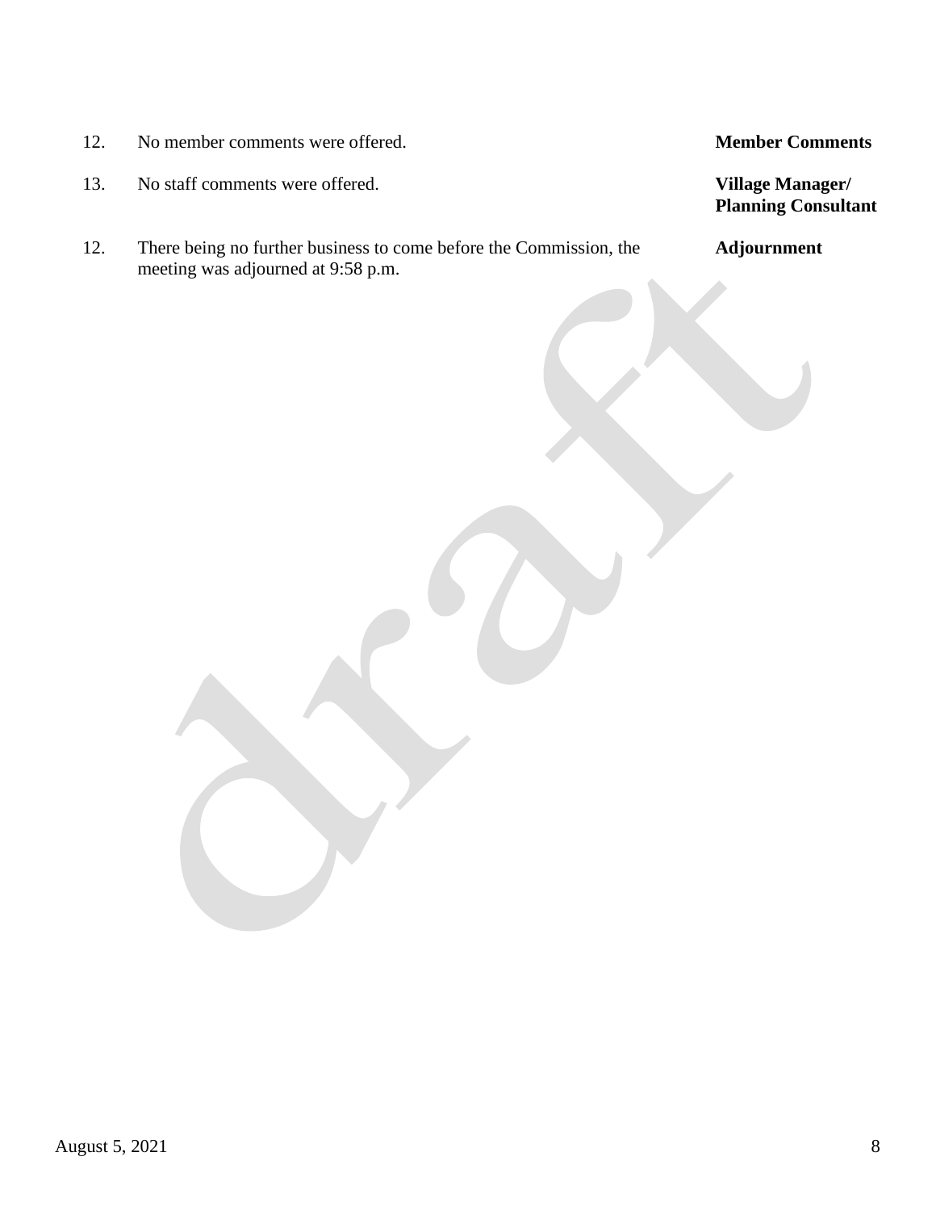12. No member comments were offered. **Member Comments**

13. No staff comments were offered. **Village Manager/ Planning Consultant**

12. There being no further business to come before the Commission, the meeting was adjourned at 9:58 p.m. **Adjournment**